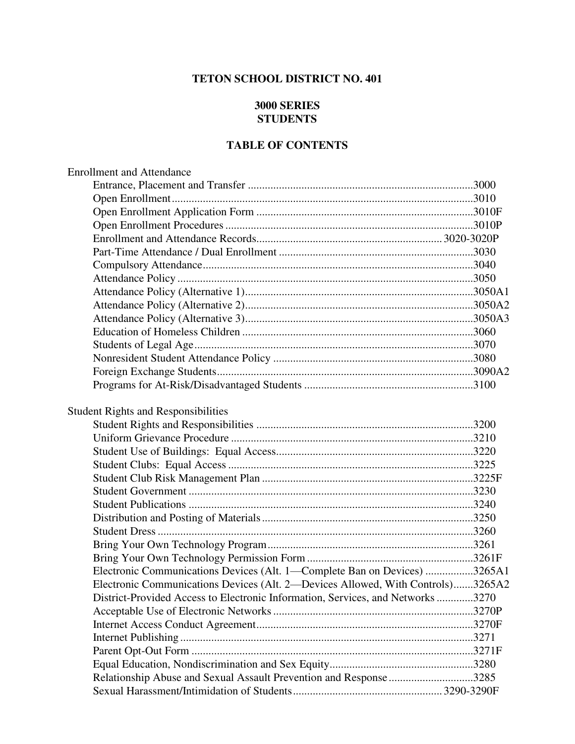# TETON SCHOOL DISTRICT NO. 401

## 3000 SERIES
## STUDENTS

### TABLE OF CONTENTS

**Enrollment and Attendance**

| Title | Policy |
|---|---|
| Entrance, Placement and Transfer | 3000 |
| Open Enrollment | 3010 |
| Open Enrollment Application Form | 3010F |
| Open Enrollment Procedures | 3010P |
| Enrollment and Attendance Records | 3020-3020P |
| Part-Time Attendance / Dual Enrollment | 3030 |
| Compulsory Attendance | 3040 |
| Attendance Policy | 3050 |
| Attendance Policy (Alternative 1) | 3050A1 |
| Attendance Policy (Alternative 2) | 3050A2 |
| Attendance Policy (Alternative 3) | 3050A3 |
| Education of Homeless Children | 3060 |
| Students of Legal Age | 3070 |
| Nonresident Student Attendance Policy | 3080 |
| Foreign Exchange Students | 3090A2 |
| Programs for At-Risk/Disadvantaged Students | 3100 |

**Student Rights and Responsibilities**

| Title | Policy |
|---|---|
| Student Rights and Responsibilities | 3200 |
| Uniform Grievance Procedure | 3210 |
| Student Use of Buildings: Equal Access | 3220 |
| Student Clubs: Equal Access | 3225 |
| Student Club Risk Management Plan | 3225F |
| Student Government | 3230 |
| Student Publications | 3240 |
| Distribution and Posting of Materials | 3250 |
| Student Dress | 3260 |
| Bring Your Own Technology Program | 3261 |
| Bring Your Own Technology Permission Form | 3261F |
| Electronic Communications Devices (Alt. 1—Complete Ban on Devices) | 3265A1 |
| Electronic Communications Devices (Alt. 2—Devices Allowed, With Controls) | 3265A2 |
| District-Provided Access to Electronic Information, Services, and Networks | 3270 |
| Acceptable Use of Electronic Networks | 3270P |
| Internet Access Conduct Agreement | 3270F |
| Internet Publishing | 3271 |
| Parent Opt-Out Form | 3271F |
| Equal Education, Nondiscrimination and Sex Equity | 3280 |
| Relationship Abuse and Sexual Assault Prevention and Response | 3285 |
| Sexual Harassment/Intimidation of Students | 3290-3290F |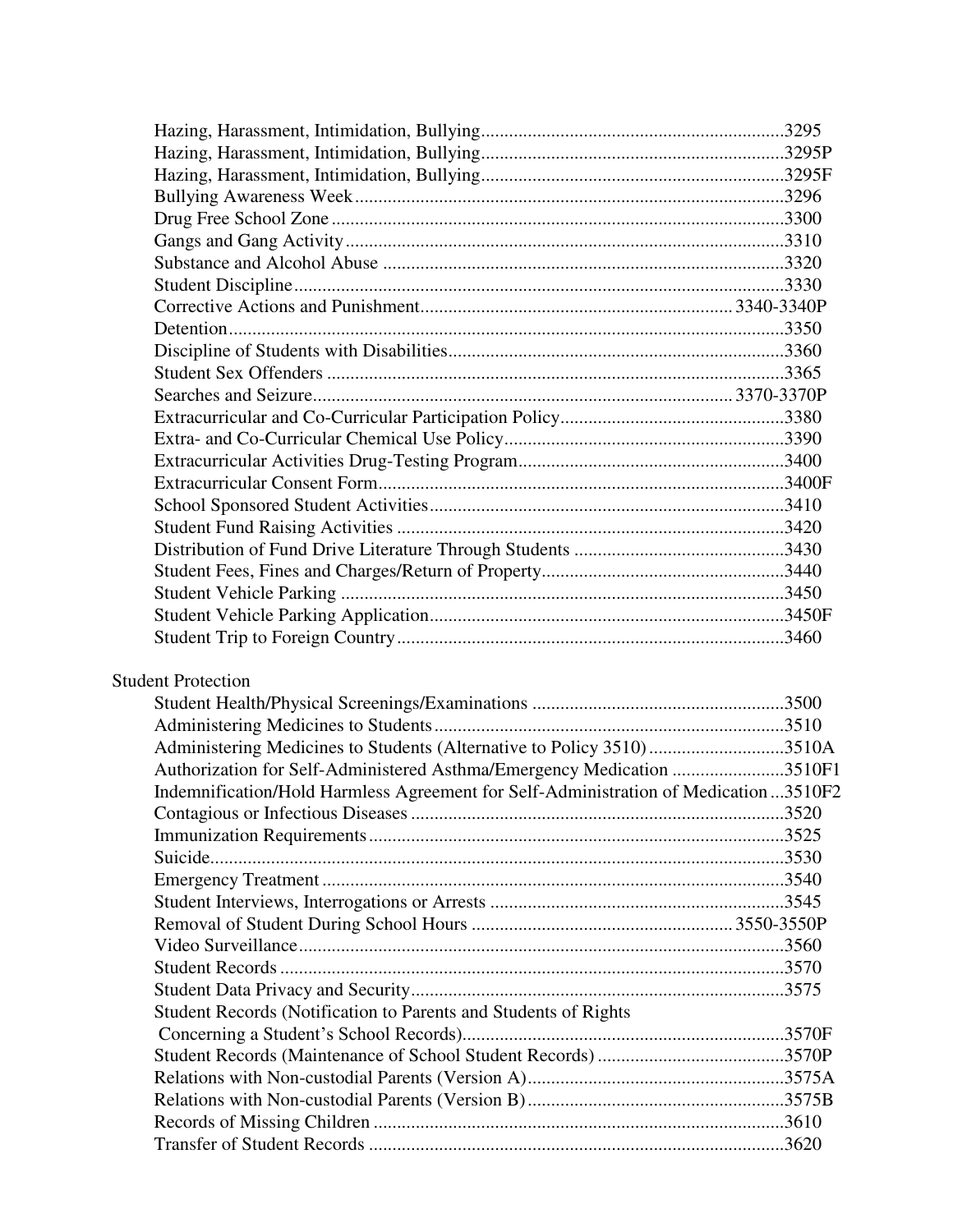Hazing, Harassment, Intimidation, Bullying................................................................3295
Hazing, Harassment, Intimidation, Bullying................................................................3295P
Hazing, Harassment, Intimidation, Bullying................................................................3295F
Bullying Awareness Week...........................................................................................3296
Drug Free School Zone................................................................................................3300
Gangs and Gang Activity.............................................................................................3310
Substance and Alcohol Abuse .....................................................................................3320
Student Discipline........................................................................................................3330
Corrective Actions and Punishment.................................................................3340-3340P
Detention......................................................................................................................3350
Discipline of Students with Disabilities.......................................................................3360
Student Sex Offenders .................................................................................................3365
Searches and Seizure........................................................................................3370-3370P
Extracurricular and Co-Curricular Participation Policy................................................3380
Extra- and Co-Curricular Chemical Use Policy............................................................3390
Extracurricular Activities Drug-Testing Program.........................................................3400
Extracurricular Consent Form......................................................................................3400F
School Sponsored Student Activities...........................................................................3410
Student Fund Raising Activities ..................................................................................3420
Distribution of Fund Drive Literature Through Students .............................................3430
Student Fees, Fines and Charges/Return of Property....................................................3440
Student Vehicle Parking ..............................................................................................3450
Student Vehicle Parking Application...........................................................................3450F
Student Trip to Foreign Country..................................................................................3460

Student Protection

Student Health/Physical Screenings/Examinations ......................................................3500
Administering Medicines to Students..........................................................................3510
Administering Medicines to Students (Alternative to Policy 3510).............................3510A
Authorization for Self-Administered Asthma/Emergency Medication ........................3510F1
Indemnification/Hold Harmless Agreement for Self-Administration of Medication...3510F2
Contagious or Infectious Diseases ...............................................................................3520
Immunization Requirements........................................................................................3525
Suicide..........................................................................................................................3530
Emergency Treatment ..................................................................................................3540
Student Interviews, Interrogations or Arrests ...............................................................3545
Removal of Student During School Hours .......................................................3550-3550P
Video Surveillance.......................................................................................................3560
Student Records ...........................................................................................................3570
Student Data Privacy and Security...............................................................................3575
Student Records (Notification to Parents and Students of Rights
Concerning a Student's School Records)....................................................................3570F
Student Records (Maintenance of School Student Records) ........................................3570P
Relations with Non-custodial Parents (Version A)......................................................3575A
Relations with Non-custodial Parents (Version B).......................................................3575B
Records of Missing Children .......................................................................................3610
Transfer of Student Records ........................................................................................3620